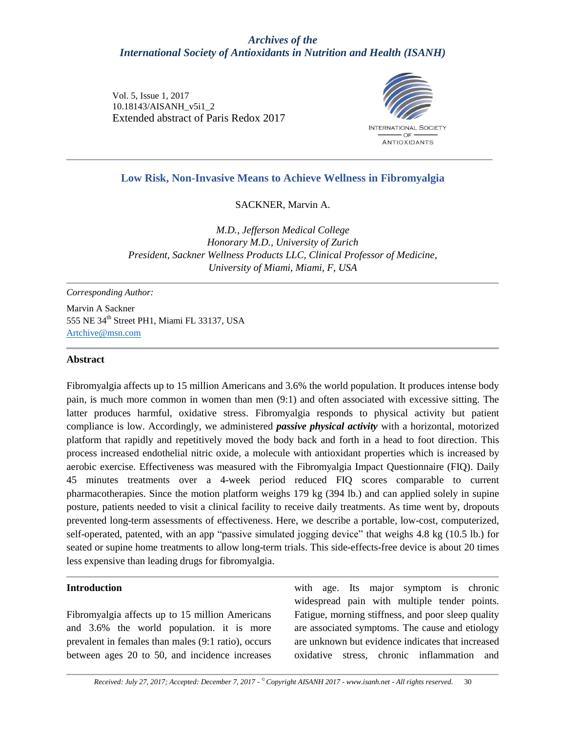*Archives of the*
*International Society of Antioxidants in Nutrition and Health (ISANH)*

Vol. 5, Issue 1, 2017
10.18143/AISANH_v5i1_2
Extended abstract of Paris Redox 2017

# Low Risk, Non-Invasive Means to Achieve Wellness in Fibromyalgia

SACKNER, Marvin A.

*M.D., Jefferson Medical College*
*Honorary M.D., University of Zurich*
*President, Sackner Wellness Products LLC, Clinical Professor of Medicine, University of Miami, Miami, F, USA*

*Corresponding Author:*

Marvin A Sackner
555 NE 34th Street PH1, Miami FL 33137, USA
Artchive@msn.com

## Abstract

Fibromyalgia affects up to 15 million Americans and 3.6% the world population. It produces intense body pain, is much more common in women than men (9:1) and often associated with excessive sitting. The latter produces harmful, oxidative stress. Fibromyalgia responds to physical activity but patient compliance is low. Accordingly, we administered ***passive physical activity*** with a horizontal, motorized platform that rapidly and repetitively moved the body back and forth in a head to foot direction. This process increased endothelial nitric oxide, a molecule with antioxidant properties which is increased by aerobic exercise. Effectiveness was measured with the Fibromyalgia Impact Questionnaire (FIQ). Daily 45 minutes treatments over a 4-week period reduced FIQ scores comparable to current pharmacotherapies. Since the motion platform weighs 179 kg (394 lb.) and can applied solely in supine posture, patients needed to visit a clinical facility to receive daily treatments. As time went by, dropouts prevented long-term assessments of effectiveness. Here, we describe a portable, low-cost, computerized, self-operated, patented, with an app "passive simulated jogging device" that weighs 4.8 kg (10.5 lb.) for seated or supine home treatments to allow long-term trials. This side-effects-free device is about 20 times less expensive than leading drugs for fibromyalgia.

## Introduction

Fibromyalgia affects up to 15 million Americans and 3.6% the world population. it is more prevalent in females than males (9:1 ratio), occurs between ages 20 to 50, and incidence increases with age. Its major symptom is chronic widespread pain with multiple tender points. Fatigue, morning stiffness, and poor sleep quality are associated symptoms. The cause and etiology are unknown but evidence indicates that increased oxidative stress, chronic inflammation and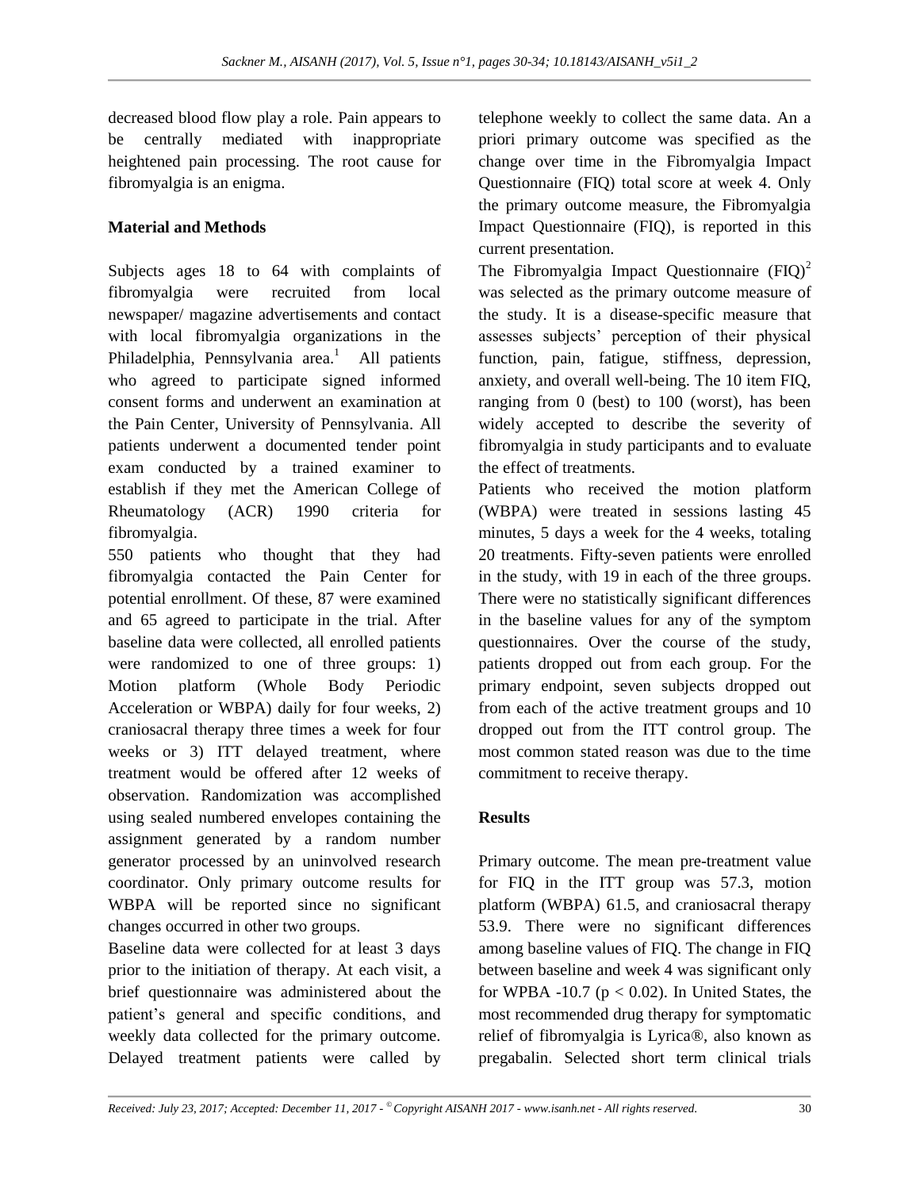decreased blood flow play a role. Pain appears to be centrally mediated with inappropriate heightened pain processing. The root cause for fibromyalgia is an enigma.

## Material and Methods

Subjects ages 18 to 64 with complaints of fibromyalgia were recruited from local newspaper/ magazine advertisements and contact with local fibromyalgia organizations in the Philadelphia, Pennsylvania area.[1] All patients who agreed to participate signed informed consent forms and underwent an examination at the Pain Center, University of Pennsylvania. All patients underwent a documented tender point exam conducted by a trained examiner to establish if they met the American College of Rheumatology (ACR) 1990 criteria for fibromyalgia.

550 patients who thought that they had fibromyalgia contacted the Pain Center for potential enrollment. Of these, 87 were examined and 65 agreed to participate in the trial. After baseline data were collected, all enrolled patients were randomized to one of three groups: 1) Motion platform (Whole Body Periodic Acceleration or WBPA) daily for four weeks, 2) craniosacral therapy three times a week for four weeks or 3) ITT delayed treatment, where treatment would be offered after 12 weeks of observation. Randomization was accomplished using sealed numbered envelopes containing the assignment generated by a random number generator processed by an uninvolved research coordinator. Only primary outcome results for WBPA will be reported since no significant changes occurred in other two groups.

Baseline data were collected for at least 3 days prior to the initiation of therapy. At each visit, a brief questionnaire was administered about the patient's general and specific conditions, and weekly data collected for the primary outcome. Delayed treatment patients were called by telephone weekly to collect the same data. An a priori primary outcome was specified as the change over time in the Fibromyalgia Impact Questionnaire (FIQ) total score at week 4. Only the primary outcome measure, the Fibromyalgia Impact Questionnaire (FIQ), is reported in this current presentation.

The Fibromyalgia Impact Questionnaire (FIQ)[2] was selected as the primary outcome measure of the study. It is a disease-specific measure that assesses subjects' perception of their physical function, pain, fatigue, stiffness, depression, anxiety, and overall well-being. The 10 item FIQ, ranging from 0 (best) to 100 (worst), has been widely accepted to describe the severity of fibromyalgia in study participants and to evaluate the effect of treatments.

Patients who received the motion platform (WBPA) were treated in sessions lasting 45 minutes, 5 days a week for the 4 weeks, totaling 20 treatments. Fifty-seven patients were enrolled in the study, with 19 in each of the three groups. There were no statistically significant differences in the baseline values for any of the symptom questionnaires. Over the course of the study, patients dropped out from each group. For the primary endpoint, seven subjects dropped out from each of the active treatment groups and 10 dropped out from the ITT control group. The most common stated reason was due to the time commitment to receive therapy.

## Results

Primary outcome. The mean pre-treatment value for FIQ in the ITT group was 57.3, motion platform (WBPA) 61.5, and craniosacral therapy 53.9. There were no significant differences among baseline values of FIQ. The change in FIQ between baseline and week 4 was significant only for WPBA -10.7 ($p < 0.02$). In United States, the most recommended drug therapy for symptomatic relief of fibromyalgia is Lyrica®, also known as pregabalin. Selected short term clinical trials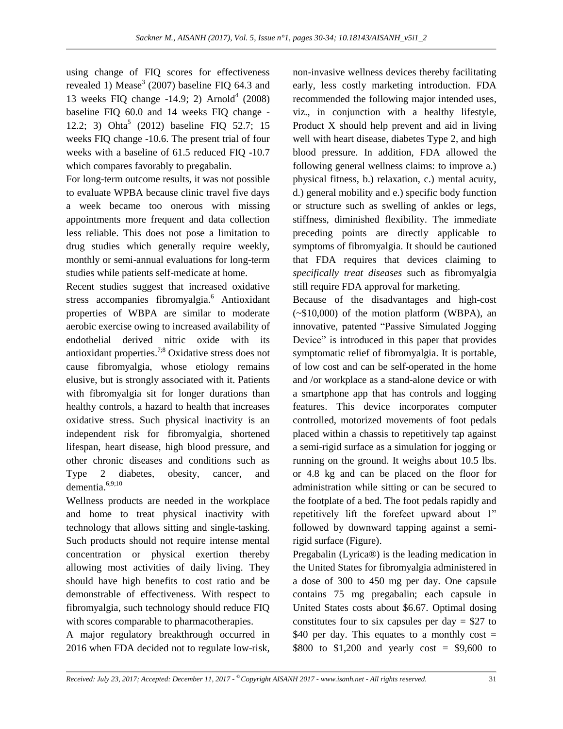using change of FIQ scores for effectiveness revealed 1) Mease[3] (2007) baseline FIQ 64.3 and 13 weeks FIQ change -14.9; 2) Arnold[4] (2008) baseline FIQ 60.0 and 14 weeks FIQ change -12.2; 3) Ohta[5] (2012) baseline FIQ 52.7; 15 weeks FIQ change -10.6. The present trial of four weeks with a baseline of 61.5 reduced FIQ -10.7 which compares favorably to pregabalin.

For long-term outcome results, it was not possible to evaluate WPBA because clinic travel five days a week became too onerous with missing appointments more frequent and data collection less reliable. This does not pose a limitation to drug studies which generally require weekly, monthly or semi-annual evaluations for long-term studies while patients self-medicate at home.

Recent studies suggest that increased oxidative stress accompanies fibromyalgia.[6] Antioxidant properties of WBPA are similar to moderate aerobic exercise owing to increased availability of endothelial derived nitric oxide with its antioxidant properties.[7;8] Oxidative stress does not cause fibromyalgia, whose etiology remains elusive, but is strongly associated with it. Patients with fibromyalgia sit for longer durations than healthy controls, a hazard to health that increases oxidative stress. Such physical inactivity is an independent risk for fibromyalgia, shortened lifespan, heart disease, high blood pressure, and other chronic diseases and conditions such as Type 2 diabetes, obesity, cancer, and dementia.[6;9;10]

Wellness products are needed in the workplace and home to treat physical inactivity with technology that allows sitting and single-tasking. Such products should not require intense mental concentration or physical exertion thereby allowing most activities of daily living. They should have high benefits to cost ratio and be demonstrable of effectiveness. With respect to fibromyalgia, such technology should reduce FIQ with scores comparable to pharmacotherapies.

A major regulatory breakthrough occurred in 2016 when FDA decided not to regulate low-risk, non-invasive wellness devices thereby facilitating early, less costly marketing introduction. FDA recommended the following major intended uses, viz., in conjunction with a healthy lifestyle, Product X should help prevent and aid in living well with heart disease, diabetes Type 2, and high blood pressure. In addition, FDA allowed the following general wellness claims: to improve a.) physical fitness, b.) relaxation, c.) mental acuity, d.) general mobility and e.) specific body function or structure such as swelling of ankles or legs, stiffness, diminished flexibility. The immediate preceding points are directly applicable to symptoms of fibromyalgia. It should be cautioned that FDA requires that devices claiming to *specifically treat diseases* such as fibromyalgia still require FDA approval for marketing.

Because of the disadvantages and high-cost (~$10,000) of the motion platform (WBPA), an innovative, patented "Passive Simulated Jogging Device" is introduced in this paper that provides symptomatic relief of fibromyalgia. It is portable, of low cost and can be self-operated in the home and /or workplace as a stand-alone device or with a smartphone app that has controls and logging features. This device incorporates computer controlled, motorized movements of foot pedals placed within a chassis to repetitively tap against a semi-rigid surface as a simulation for jogging or running on the ground. It weighs about 10.5 lbs. or 4.8 kg and can be placed on the floor for administration while sitting or can be secured to the footplate of a bed. The foot pedals rapidly and repetitively lift the forefeet upward about 1" followed by downward tapping against a semi-rigid surface (Figure).

Pregabalin (Lyrica®) is the leading medication in the United States for fibromyalgia administered in a dose of 300 to 450 mg per day. One capsule contains 75 mg pregabalin; each capsule in United States costs about $6.67. Optimal dosing constitutes four to six capsules per day = $27 to $40 per day. This equates to a monthly cost = $800 to $1,200 and yearly cost = $9,600 to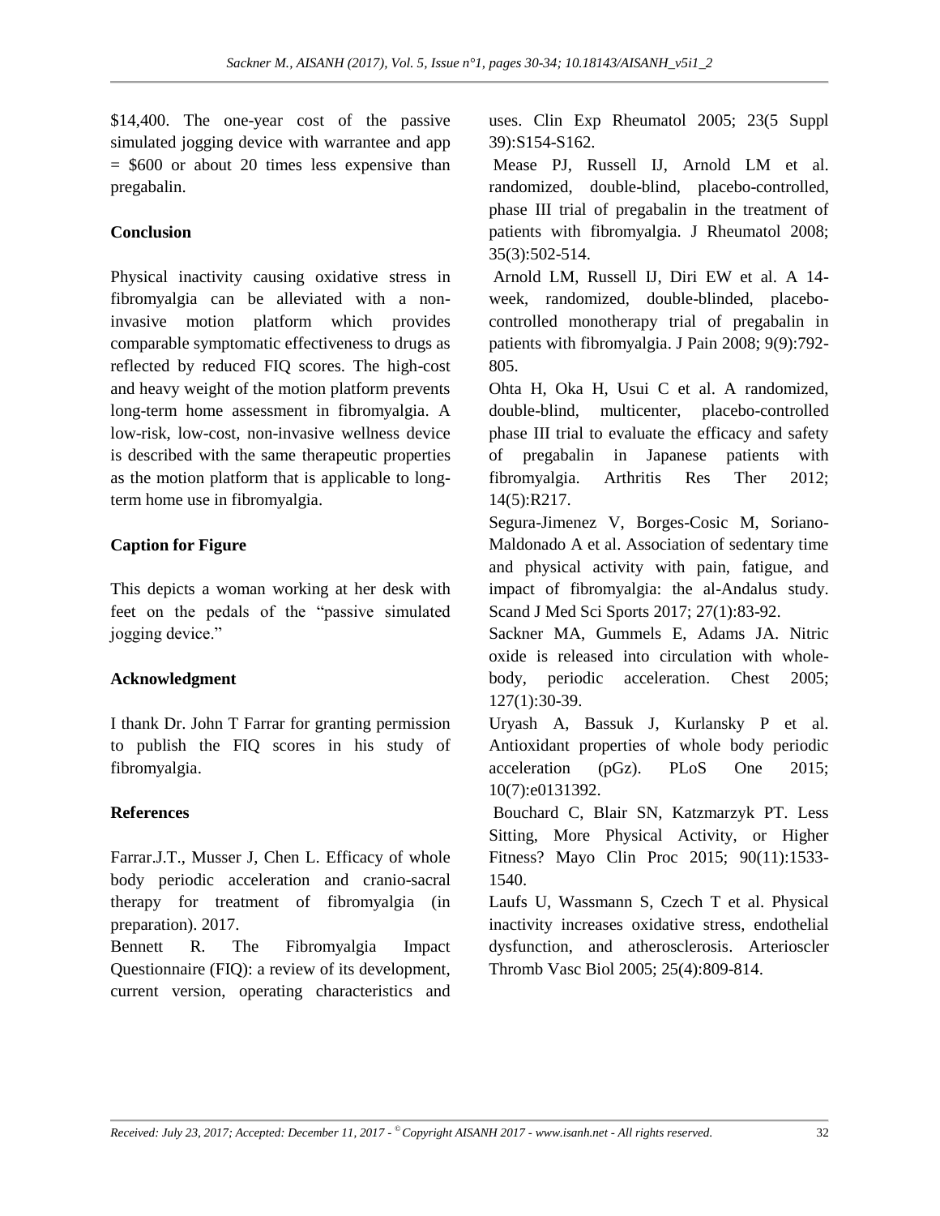$14,400. The one-year cost of the passive simulated jogging device with warrantee and app = $600 or about 20 times less expensive than pregabalin.

**Conclusion**

Physical inactivity causing oxidative stress in fibromyalgia can be alleviated with a non-invasive motion platform which provides comparable symptomatic effectiveness to drugs as reflected by reduced FIQ scores. The high-cost and heavy weight of the motion platform prevents long-term home assessment in fibromyalgia. A low-risk, low-cost, non-invasive wellness device is described with the same therapeutic properties as the motion platform that is applicable to long-term home use in fibromyalgia.

**Caption for Figure**

This depicts a woman working at her desk with feet on the pedals of the "passive simulated jogging device."

**Acknowledgment**

I thank Dr. John T Farrar for granting permission to publish the FIQ scores in his study of fibromyalgia.

**References**

Farrar.J.T., Musser J, Chen L. Efficacy of whole body periodic acceleration and cranio-sacral therapy for treatment of fibromyalgia (in preparation). 2017.

Bennett R. The Fibromyalgia Impact Questionnaire (FIQ): a review of its development, current version, operating characteristics and uses. Clin Exp Rheumatol 2005; 23(5 Suppl 39):S154-S162.

Mease PJ, Russell IJ, Arnold LM et al. randomized, double-blind, placebo-controlled, phase III trial of pregabalin in the treatment of patients with fibromyalgia. J Rheumatol 2008; 35(3):502-514.

Arnold LM, Russell IJ, Diri EW et al. A 14-week, randomized, double-blinded, placebo-controlled monotherapy trial of pregabalin in patients with fibromyalgia. J Pain 2008; 9(9):792-805.

Ohta H, Oka H, Usui C et al. A randomized, double-blind, multicenter, placebo-controlled phase III trial to evaluate the efficacy and safety of pregabalin in Japanese patients with fibromyalgia. Arthritis Res Ther 2012; 14(5):R217.

Segura-Jimenez V, Borges-Cosic M, Soriano-Maldonado A et al. Association of sedentary time and physical activity with pain, fatigue, and impact of fibromyalgia: the al-Andalus study. Scand J Med Sci Sports 2017; 27(1):83-92.

Sackner MA, Gummels E, Adams JA. Nitric oxide is released into circulation with whole-body, periodic acceleration. Chest 2005; 127(1):30-39.

Uryash A, Bassuk J, Kurlansky P et al. Antioxidant properties of whole body periodic acceleration (pGz). PLoS One 2015; 10(7):e0131392.

Bouchard C, Blair SN, Katzmarzyk PT. Less Sitting, More Physical Activity, or Higher Fitness? Mayo Clin Proc 2015; 90(11):1533-1540.

Laufs U, Wassmann S, Czech T et al. Physical inactivity increases oxidative stress, endothelial dysfunction, and atherosclerosis. Arterioscler Thromb Vasc Biol 2005; 25(4):809-814.